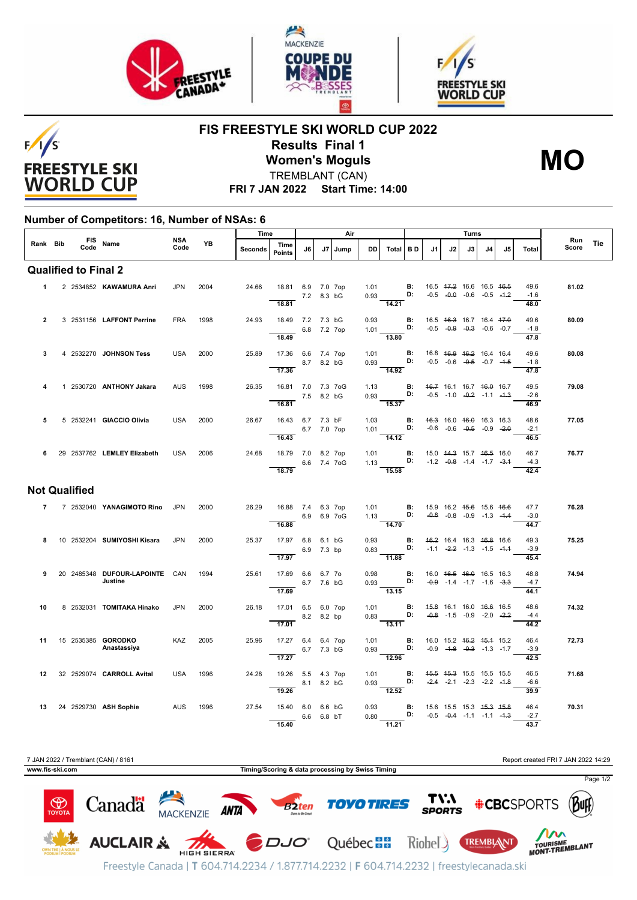# FIS FREESTYLE SKI WORLD CUP 2022

## Results Final 1

## Women's Moguls

TREMBLANT (CAN)

**FRI 7 JAN 2022 Start Time: 14:00**

**MO**

### Number of Competitors: 16, Number of NSAs: 6

| Rank | Bib | FIS Code | Name | NSA Code | YB | Time Seconds | Time Points | J6 | J7 | Jump | DD | Air Total | BD | J1 | J2 | J3 | J4 | J5 | Turns Total | Run Score | Tie |
|---|---|---|---|---|---|---|---|---|---|---|---|---|---|---|---|---|---|---|---|---|---|
| **Qualified to Final 2** | | | | | | | | | | | | | | | | | | | | | |
| 1 | 2 | 2534852 | **KAWAMURA Anri** | JPN | 2004 | 24.66 | 18.81 | 6.9 | 7.0 | 7op | 1.01 | | B: | 16.5 | ~~17.2~~ | 16.6 | 16.5 | ~~16.5~~ | 49.6 | **81.02** | |
| | | | | | | | | 7.2 | 8.3 | bG | 0.93 | | D: | -0.5 | ~~-0.0~~ | -0.6 | -0.5 | ~~-1.2~~ | -1.6 | | |
| | | | | | | | 18.81 | | | | | 14.21 | | | | | | | 48.0 | | |
| 2 | 3 | 2531156 | **LAFFONT Perrine** | FRA | 1998 | 24.93 | 18.49 | 7.2 | 7.3 | bG | 0.93 | | B: | 16.5 | ~~16.3~~ | 16.7 | 16.4 | ~~17.0~~ | 49.6 | **80.09** | |
| | | | | | | | | 6.8 | 7.2 | 7op | 1.01 | | D: | -0.5 | ~~-0.9~~ | ~~-0.3~~ | -0.6 | -0.7 | -1.8 | | |
| | | | | | | | 18.49 | | | | | 13.80 | | | | | | | 47.8 | | |
| 3 | 4 | 2532270 | **JOHNSON Tess** | USA | 2000 | 25.89 | 17.36 | 6.6 | 7.4 | 7op | 1.01 | | B: | 16.8 | ~~16.9~~ | ~~16.2~~ | 16.4 | 16.4 | 49.6 | **80.08** | |
| | | | | | | | | 8.7 | 8.2 | bG | 0.93 | | D: | -0.5 | -0.6 | ~~-0.5~~ | -0.7 | ~~-1.5~~ | -1.8 | | |
| | | | | | | | 17.36 | | | | | 14.92 | | | | | | | 47.8 | | |
| 4 | 1 | 2530720 | **ANTHONY Jakara** | AUS | 1998 | 26.35 | 16.81 | 7.0 | 7.3 | 7oG | 1.13 | | B: | ~~16.7~~ | 16.1 | 16.7 | ~~16.0~~ | 16.7 | 49.5 | **79.08** | |
| | | | | | | | | 7.5 | 8.2 | bG | 0.93 | | D: | -0.5 | -1.0 | ~~-0.2~~ | -1.1 | ~~-1.3~~ | -2.6 | | |
| | | | | | | | 16.81 | | | | | 15.37 | | | | | | | 46.9 | | |
| 5 | 5 | 2532241 | **GIACCIO Olivia** | USA | 2000 | 26.67 | 16.43 | 6.7 | 7.3 | bF | 1.03 | | B: | ~~16.3~~ | 16.0 | ~~16.0~~ | 16.3 | 16.3 | 48.6 | **77.05** | |
| | | | | | | | | 6.7 | 7.0 | 7op | 1.01 | | D: | -0.6 | -0.6 | ~~-0.5~~ | -0.9 | ~~-2.0~~ | -2.1 | | |
| | | | | | | | 16.43 | | | | | 14.12 | | | | | | | 46.5 | | |
| 6 | 29 | 2537762 | **LEMLEY Elizabeth** | USA | 2006 | 24.68 | 18.79 | 7.0 | 8.2 | 7op | 1.01 | | B: | 15.0 | ~~14.3~~ | 15.7 | ~~16.5~~ | 16.0 | 46.7 | **76.77** | |
| | | | | | | | | 6.6 | 7.4 | 7oG | 1.13 | | D: | -1.2 | ~~-0.8~~ | -1.4 | -1.7 | ~~-3.1~~ | -4.3 | | |
| | | | | | | | 18.79 | | | | | 15.58 | | | | | | | 42.4 | | |
| **Not Qualified** | | | | | | | | | | | | | | | | | | | | | |
| 7 | 7 | 2532040 | **YANAGIMOTO Rino** | JPN | 2000 | 26.29 | 16.88 | 7.4 | 6.3 | 7op | 1.01 | | B: | 15.9 | 16.2 | ~~15.6~~ | 15.6 | ~~16.6~~ | 47.7 | **76.28** | |
| | | | | | | | | 6.9 | 6.9 | 7oG | 1.13 | | D: | ~~-0.8~~ | -0.8 | -0.9 | -1.3 | ~~-1.4~~ | -3.0 | | |
| | | | | | | | 16.88 | | | | | 14.70 | | | | | | | 44.7 | | |
| 8 | 10 | 2532204 | **SUMIYOSHI Kisara** | JPN | 2000 | 25.37 | 17.97 | 6.8 | 6.1 | bG | 0.93 | | B: | ~~16.2~~ | 16.4 | 16.3 | ~~16.8~~ | 16.6 | 49.3 | **75.25** | |
| | | | | | | | | 6.9 | 7.3 | bp | 0.83 | | D: | -1.1 | ~~-2.2~~ | -1.3 | -1.5 | ~~-1.1~~ | -3.9 | | |
| | | | | | | | 17.97 | | | | | 11.88 | | | | | | | 45.4 | | |
| 9 | 20 | 2485348 | **DUFOUR-LAPOINTE Justine** | CAN | 1994 | 25.61 | 17.69 | 6.6 | 6.7 | 7o | 0.98 | | B: | 16.0 | ~~16.5~~ | ~~16.0~~ | 16.5 | 16.3 | 48.8 | **74.94** | |
| | | | | | | | | 6.7 | 7.6 | bG | 0.93 | | D: | ~~-0.9~~ | -1.4 | -1.7 | -1.6 | ~~-3.3~~ | -4.7 | | |
| | | | | | | | 17.69 | | | | | 13.15 | | | | | | | 44.1 | | |
| 10 | 8 | 2532031 | **TOMITAKA Hinako** | JPN | 2000 | 26.18 | 17.01 | 6.5 | 6.0 | 7op | 1.01 | | B: | ~~15.8~~ | 16.1 | 16.0 | ~~16.6~~ | 16.5 | 48.6 | **74.32** | |
| | | | | | | | | 8.2 | 8.2 | bp | 0.83 | | D: | ~~-0.8~~ | -1.5 | -0.9 | -2.0 | ~~-2.2~~ | -4.4 | | |
| | | | | | | | 17.01 | | | | | 13.11 | | | | | | | 44.2 | | |
| 11 | 15 | 2535385 | **GORODKO Anastassiya** | KAZ | 2005 | 25.96 | 17.27 | 6.4 | 6.4 | 7op | 1.01 | | B: | 16.0 | 15.2 | ~~16.2~~ | ~~15.1~~ | 15.2 | 46.4 | **72.73** | |
| | | | | | | | | 6.7 | 7.3 | bG | 0.93 | | D: | -0.9 | ~~-1.8~~ | ~~-0.3~~ | -1.3 | -1.7 | -3.9 | | |
| | | | | | | | 17.27 | | | | | 12.96 | | | | | | | 42.5 | | |
| 12 | 32 | 2529074 | **CARROLL Avital** | USA | 1996 | 24.28 | 19.26 | 5.5 | 4.3 | 7op | 1.01 | | B: | ~~15.5~~ | ~~15.3~~ | 15.5 | 15.5 | 15.5 | 46.5 | **71.68** | |
| | | | | | | | | 8.1 | 8.2 | bG | 0.93 | | D: | ~~-2.4~~ | -2.1 | -2.3 | -2.2 | ~~-1.8~~ | -6.6 | | |
| | | | | | | | 19.26 | | | | | 12.52 | | | | | | | 39.9 | | |
| 13 | 24 | 2529730 | **ASH Sophie** | AUS | 1996 | 27.54 | 15.40 | 6.0 | 6.6 | bG | 0.93 | | B: | 15.6 | 15.5 | 15.3 | ~~15.3~~ | ~~15.8~~ | 46.4 | **70.31** | |
| | | | | | | | | 6.6 | 6.8 | bT | 0.80 | | D: | -0.5 | ~~-0.4~~ | -1.1 | -1.1 | ~~-1.3~~ | -2.7 | | |
| | | | | | | | 15.40 | | | | | 11.21 | | | | | | | 43.7 | | |

7 JAN 2022 / Tremblant (CAN) / 8161

Report created FRI 7 JAN 2022 14:29

www.fis-ski.com

Timing/Scoring & data processing by Swiss Timing

Freestyle Canada | T 604.714.2234 / 1.877.714.2232 | F 604.714.2232 | freestylecanada.ski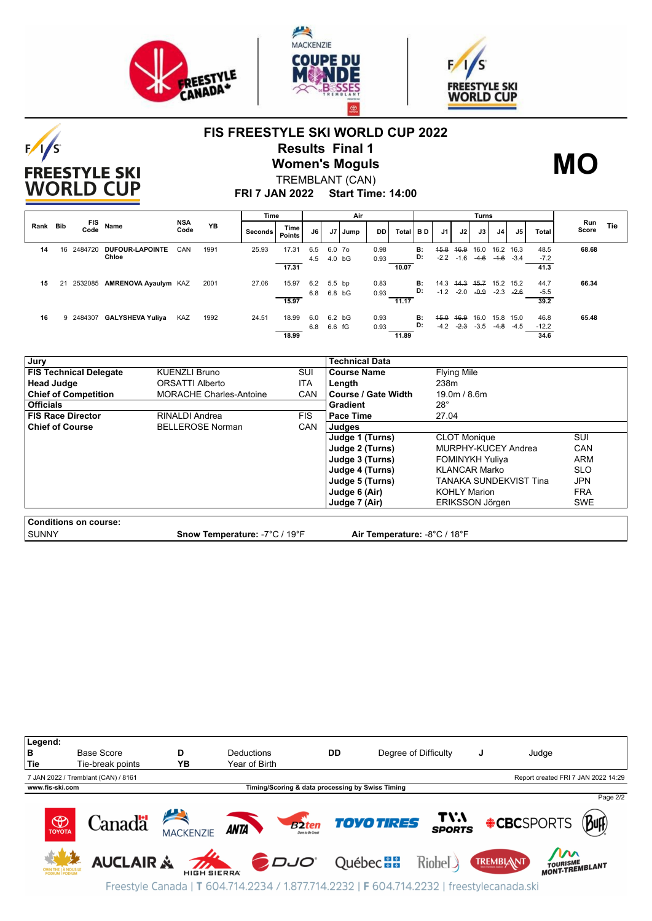# FIS FREESTYLE SKI WORLD CUP 2022

## Results Final 1

## Women's Moguls

TREMBLANT (CAN)

**FRI 7 JAN 2022 Start Time: 14:00**

**MO**

| Rank | Bib | FIS Code | Name | NSA Code | YB | Time Seconds | Time Points | Air J6 | Air J7 | Jump | DD | Air Total | B D | J1 | J2 | J3 | J4 | J5 | Turns Total | Run Score | Tie |
|---|---|---|---|---|---|---|---|---|---|---|---|---|---|---|---|---|---|---|---|---|---|
| 14 | 16 | 2484720 | DUFOUR-LAPOINTE Chloe | CAN | 1991 | 25.93 | 17.31 | 6.5 | 6.0 | 7o | 0.98 | | B: | ~~15.8~~ | ~~16.9~~ | 16.0 | 16.2 | 16.3 | 48.5 | 68.68 | |
| | | | | | | | | 4.5 | 4.0 | bG | 0.93 | | D: | -2.2 | -1.6 | ~~-4.6~~ | ~~-1.6~~ | -3.4 | -7.2 | | |
| | | | | | | | 17.31 | | | | | 10.07 | | | | | | | 41.3 | | |
| 15 | 21 | 2532085 | AMRENOVA Ayaulym | KAZ | 2001 | 27.06 | 15.97 | 6.2 | 5.5 | bp | 0.83 | | B: | 14.3 | ~~14.3~~ | ~~15.7~~ | 15.2 | 15.2 | 44.7 | 66.34 | |
| | | | | | | | | 6.8 | 6.8 | bG | 0.93 | | D: | -1.2 | -2.0 | ~~-0.9~~ | -2.3 | ~~-2.6~~ | -5.5 | | |
| | | | | | | | 15.97 | | | | | 11.17 | | | | | | | 39.2 | | |
| 16 | 9 | 2484307 | GALYSHEVA Yuliya | KAZ | 1992 | 24.51 | 18.99 | 6.0 | 6.2 | bG | 0.93 | | B: | ~~15.0~~ | ~~16.9~~ | 16.0 | 15.8 | 15.0 | 46.8 | 65.48 | |
| | | | | | | | | 6.8 | 6.6 | fG | 0.93 | | D: | -4.2 | ~~-2.3~~ | -3.5 | ~~-4.8~~ | -4.5 | -12.2 | | |
| | | | | | | | 18.99 | | | | | 11.89 | | | | | | | 34.6 | | |

| Jury | | |
|---|---|---|
| FIS Technical Delegate | KUENZLI Bruno | SUI |
| Head Judge | ORSATTI Alberto | ITA |
| Chief of Competition | MORACHE Charles-Antoine | CAN |
| **Officials** | | |
| FIS Race Director | RINALDI Andrea | FIS |
| Chief of Course | BELLEROSE Norman | CAN |

| Technical Data | | |
|---|---|---|
| Course Name | Flying Mile | |
| Length | 238m | |
| Course / Gate Width | 19.0m / 8.6m | |
| Gradient | 28° | |
| Pace Time | 27.04 | |
| **Judges** | | |
| Judge 1 (Turns) | CLOT Monique | SUI |
| Judge 2 (Turns) | MURPHY-KUCEY Andrea | CAN |
| Judge 3 (Turns) | FOMINYKH Yuliya | ARM |
| Judge 4 (Turns) | KLANCAR Marko | SLO |
| Judge 5 (Turns) | TANAKA SUNDEKVIST Tina | JPN |
| Judge 6 (Air) | KOHLY Marion | FRA |
| Judge 7 (Air) | ERIKSSON Jörgen | SWE |

**Conditions on course:**

SUNNY | **Snow Temperature:** -7°C / 19°F | **Air Temperature:** -8°C / 18°F

**Legend:**

| | | | | | | | |
|---|---|---|---|---|---|---|---|
| **B** | Base Score | **D** | Deductions | **DD** | Degree of Difficulty | **J** | Judge |
| **Tie** | Tie-break points | **YB** | Year of Birth | | | | |

7 JAN 2022 / Tremblant (CAN) / 8161 — Report created FRI 7 JAN 2022 14:29

www.fis-ski.com — Timing/Scoring & data processing by Swiss Timing

Freestyle Canada | T 604.714.2234 / 1.877.714.2232 | F 604.714.2232 | freestylecanada.ski